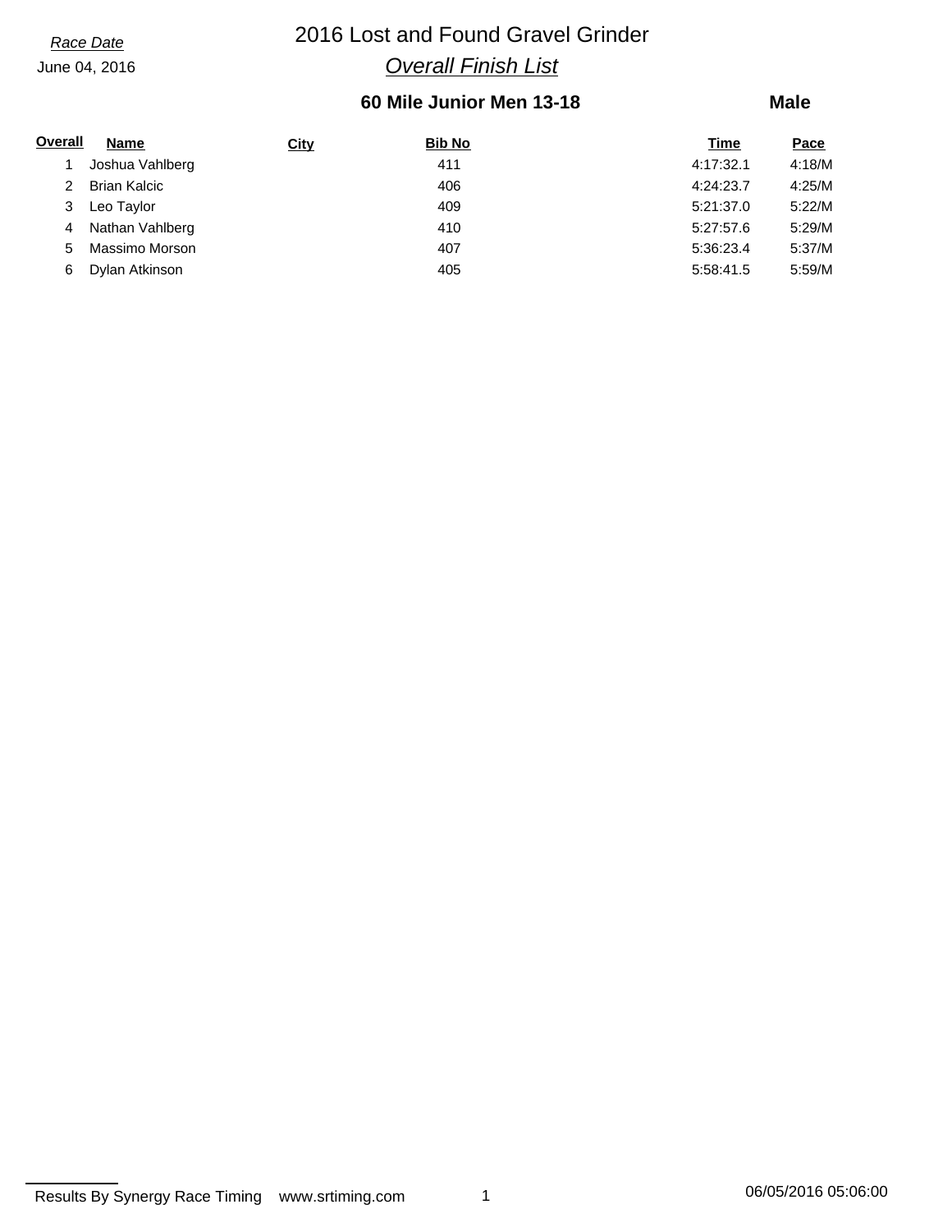*Race Date*

June 04, 2016

# 2016 Lost and Found Gravel Grinder

## *Overall Finish List*

### 60 Mile Junior Men 13-18

**Male**

| Overall | Name | City | Bib No | Time | Pace |
|---|---|---|---|---|---|
| 1 | Joshua Vahlberg | | 411 | 4:17:32.1 | 4:18/M |
| 2 | Brian Kalcic | | 406 | 4:24:23.7 | 4:25/M |
| 3 | Leo Taylor | | 409 | 5:21:37.0 | 5:22/M |
| 4 | Nathan Vahlberg | | 410 | 5:27:57.6 | 5:29/M |
| 5 | Massimo Morson | | 407 | 5:36:23.4 | 5:37/M |
| 6 | Dylan Atkinson | | 405 | 5:58:41.5 | 5:59/M |

Results By Synergy Race Timing www.srtiming.com 06/05/2016 05:06:00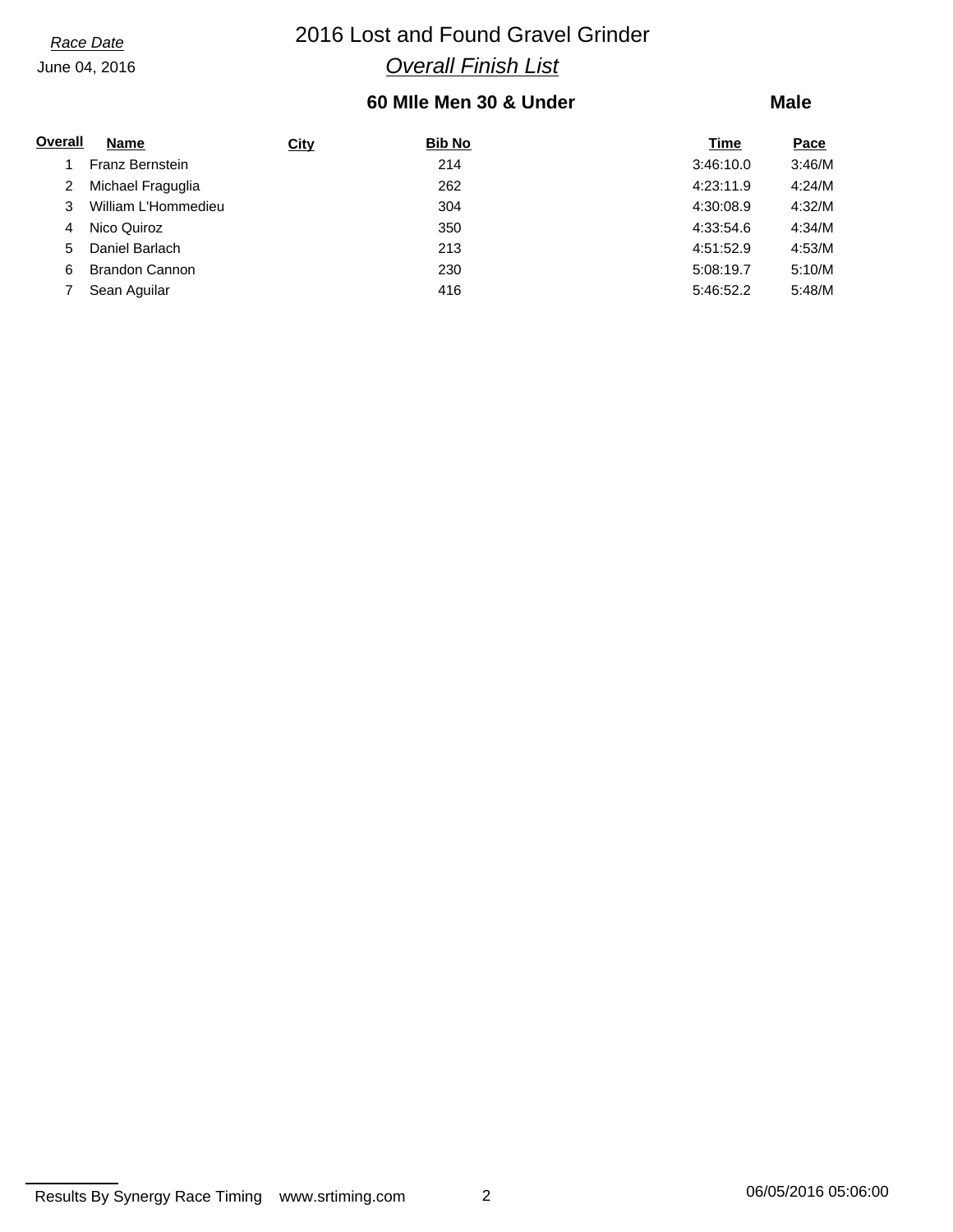*Race Date*
June 04, 2016

# 2016 Lost and Found Gravel Grinder

## *Overall Finish List*

### 60 MIle Men 30 & Under — Male

| Overall | Name | City | Bib No | Time | Pace |
|---|---|---|---|---|---|
| 1 | Franz Bernstein | | 214 | 3:46:10.0 | 3:46/M |
| 2 | Michael Fraguglia | | 262 | 4:23:11.9 | 4:24/M |
| 3 | William L'Hommedieu | | 304 | 4:30:08.9 | 4:32/M |
| 4 | Nico Quiroz | | 350 | 4:33:54.6 | 4:34/M |
| 5 | Daniel Barlach | | 213 | 4:51:52.9 | 4:53/M |
| 6 | Brandon Cannon | | 230 | 5:08:19.7 | 5:10/M |
| 7 | Sean Aguilar | | 416 | 5:46:52.2 | 5:48/M |

Results By Synergy Race Timing www.srtiming.com 06/05/2016 05:06:00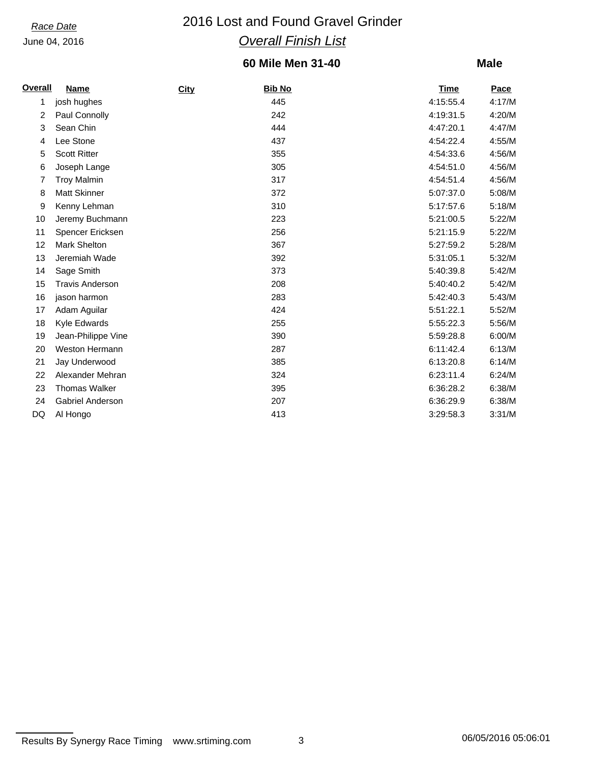*Race Date*
June 04, 2016

# 2016 Lost and Found Gravel Grinder

## *Overall Finish List*

### 60 Mile Men 31-40 — Male

| Overall | Name | City | Bib No | Time | Pace |
|---|---|---|---|---|---|
| 1 | josh hughes | | 445 | 4:15:55.4 | 4:17/M |
| 2 | Paul Connolly | | 242 | 4:19:31.5 | 4:20/M |
| 3 | Sean Chin | | 444 | 4:47:20.1 | 4:47/M |
| 4 | Lee Stone | | 437 | 4:54:22.4 | 4:55/M |
| 5 | Scott Ritter | | 355 | 4:54:33.6 | 4:56/M |
| 6 | Joseph Lange | | 305 | 4:54:51.0 | 4:56/M |
| 7 | Troy Malmin | | 317 | 4:54:51.4 | 4:56/M |
| 8 | Matt Skinner | | 372 | 5:07:37.0 | 5:08/M |
| 9 | Kenny Lehman | | 310 | 5:17:57.6 | 5:18/M |
| 10 | Jeremy Buchmann | | 223 | 5:21:00.5 | 5:22/M |
| 11 | Spencer Ericksen | | 256 | 5:21:15.9 | 5:22/M |
| 12 | Mark Shelton | | 367 | 5:27:59.2 | 5:28/M |
| 13 | Jeremiah Wade | | 392 | 5:31:05.1 | 5:32/M |
| 14 | Sage Smith | | 373 | 5:40:39.8 | 5:42/M |
| 15 | Travis Anderson | | 208 | 5:40:40.2 | 5:42/M |
| 16 | jason harmon | | 283 | 5:42:40.3 | 5:43/M |
| 17 | Adam Aguilar | | 424 | 5:51:22.1 | 5:52/M |
| 18 | Kyle Edwards | | 255 | 5:55:22.3 | 5:56/M |
| 19 | Jean-Philippe Vine | | 390 | 5:59:28.8 | 6:00/M |
| 20 | Weston Hermann | | 287 | 6:11:42.4 | 6:13/M |
| 21 | Jay Underwood | | 385 | 6:13:20.8 | 6:14/M |
| 22 | Alexander Mehran | | 324 | 6:23:11.4 | 6:24/M |
| 23 | Thomas Walker | | 395 | 6:36:28.2 | 6:38/M |
| 24 | Gabriel Anderson | | 207 | 6:36:29.9 | 6:38/M |
| DQ | Al Hongo | | 413 | 3:29:58.3 | 3:31/M |

Results By Synergy Race Timing www.srtiming.com 06/05/2016 05:06:01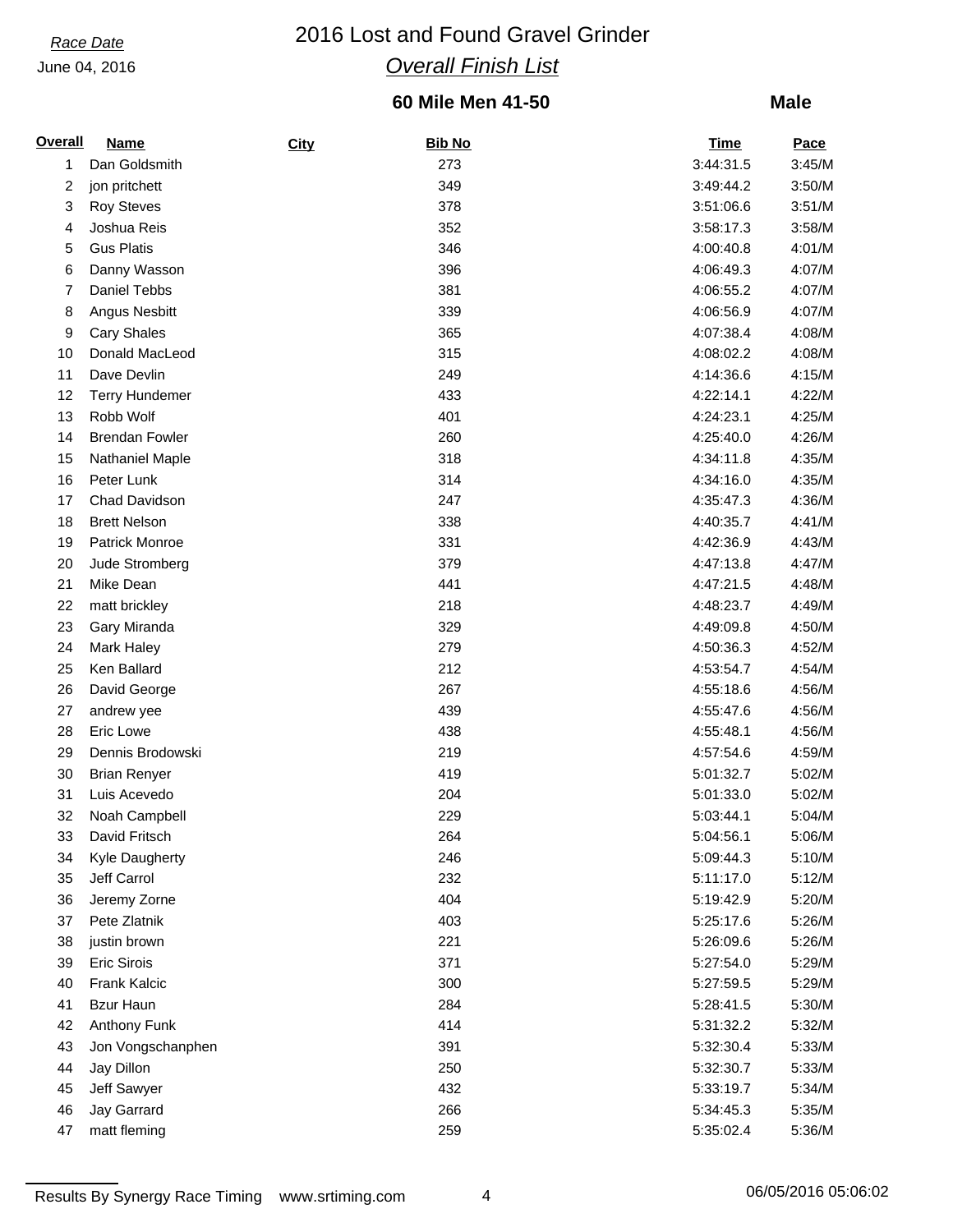*Race Date*
June 04, 2016

# 2016 Lost and Found Gravel Grinder

## *Overall Finish List*

### 60 Mile Men 41-50 — Male

| Overall | Name | City | Bib No | Time | Pace |
|---|---|---|---|---|---|
| 1 | Dan Goldsmith | | 273 | 3:44:31.5 | 3:45/M |
| 2 | jon pritchett | | 349 | 3:49:44.2 | 3:50/M |
| 3 | Roy Steves | | 378 | 3:51:06.6 | 3:51/M |
| 4 | Joshua Reis | | 352 | 3:58:17.3 | 3:58/M |
| 5 | Gus Platis | | 346 | 4:00:40.8 | 4:01/M |
| 6 | Danny Wasson | | 396 | 4:06:49.3 | 4:07/M |
| 7 | Daniel Tebbs | | 381 | 4:06:55.2 | 4:07/M |
| 8 | Angus Nesbitt | | 339 | 4:06:56.9 | 4:07/M |
| 9 | Cary Shales | | 365 | 4:07:38.4 | 4:08/M |
| 10 | Donald MacLeod | | 315 | 4:08:02.2 | 4:08/M |
| 11 | Dave Devlin | | 249 | 4:14:36.6 | 4:15/M |
| 12 | Terry Hundemer | | 433 | 4:22:14.1 | 4:22/M |
| 13 | Robb Wolf | | 401 | 4:24:23.1 | 4:25/M |
| 14 | Brendan Fowler | | 260 | 4:25:40.0 | 4:26/M |
| 15 | Nathaniel Maple | | 318 | 4:34:11.8 | 4:35/M |
| 16 | Peter Lunk | | 314 | 4:34:16.0 | 4:35/M |
| 17 | Chad Davidson | | 247 | 4:35:47.3 | 4:36/M |
| 18 | Brett Nelson | | 338 | 4:40:35.7 | 4:41/M |
| 19 | Patrick Monroe | | 331 | 4:42:36.9 | 4:43/M |
| 20 | Jude Stromberg | | 379 | 4:47:13.8 | 4:47/M |
| 21 | Mike Dean | | 441 | 4:47:21.5 | 4:48/M |
| 22 | matt brickley | | 218 | 4:48:23.7 | 4:49/M |
| 23 | Gary Miranda | | 329 | 4:49:09.8 | 4:50/M |
| 24 | Mark Haley | | 279 | 4:50:36.3 | 4:52/M |
| 25 | Ken Ballard | | 212 | 4:53:54.7 | 4:54/M |
| 26 | David George | | 267 | 4:55:18.6 | 4:56/M |
| 27 | andrew yee | | 439 | 4:55:47.6 | 4:56/M |
| 28 | Eric Lowe | | 438 | 4:55:48.1 | 4:56/M |
| 29 | Dennis Brodowski | | 219 | 4:57:54.6 | 4:59/M |
| 30 | Brian Renyer | | 419 | 5:01:32.7 | 5:02/M |
| 31 | Luis Acevedo | | 204 | 5:01:33.0 | 5:02/M |
| 32 | Noah Campbell | | 229 | 5:03:44.1 | 5:04/M |
| 33 | David Fritsch | | 264 | 5:04:56.1 | 5:06/M |
| 34 | Kyle Daugherty | | 246 | 5:09:44.3 | 5:10/M |
| 35 | Jeff Carrol | | 232 | 5:11:17.0 | 5:12/M |
| 36 | Jeremy Zorne | | 404 | 5:19:42.9 | 5:20/M |
| 37 | Pete Zlatnik | | 403 | 5:25:17.6 | 5:26/M |
| 38 | justin brown | | 221 | 5:26:09.6 | 5:26/M |
| 39 | Eric Sirois | | 371 | 5:27:54.0 | 5:29/M |
| 40 | Frank Kalcic | | 300 | 5:27:59.5 | 5:29/M |
| 41 | Bzur Haun | | 284 | 5:28:41.5 | 5:30/M |
| 42 | Anthony Funk | | 414 | 5:31:32.2 | 5:32/M |
| 43 | Jon Vongschanphen | | 391 | 5:32:30.4 | 5:33/M |
| 44 | Jay Dillon | | 250 | 5:32:30.7 | 5:33/M |
| 45 | Jeff Sawyer | | 432 | 5:33:19.7 | 5:34/M |
| 46 | Jay Garrard | | 266 | 5:34:45.3 | 5:35/M |
| 47 | matt fleming | | 259 | 5:35:02.4 | 5:36/M |

Results By Synergy Race Timing www.srtiming.com 06/05/2016 05:06:02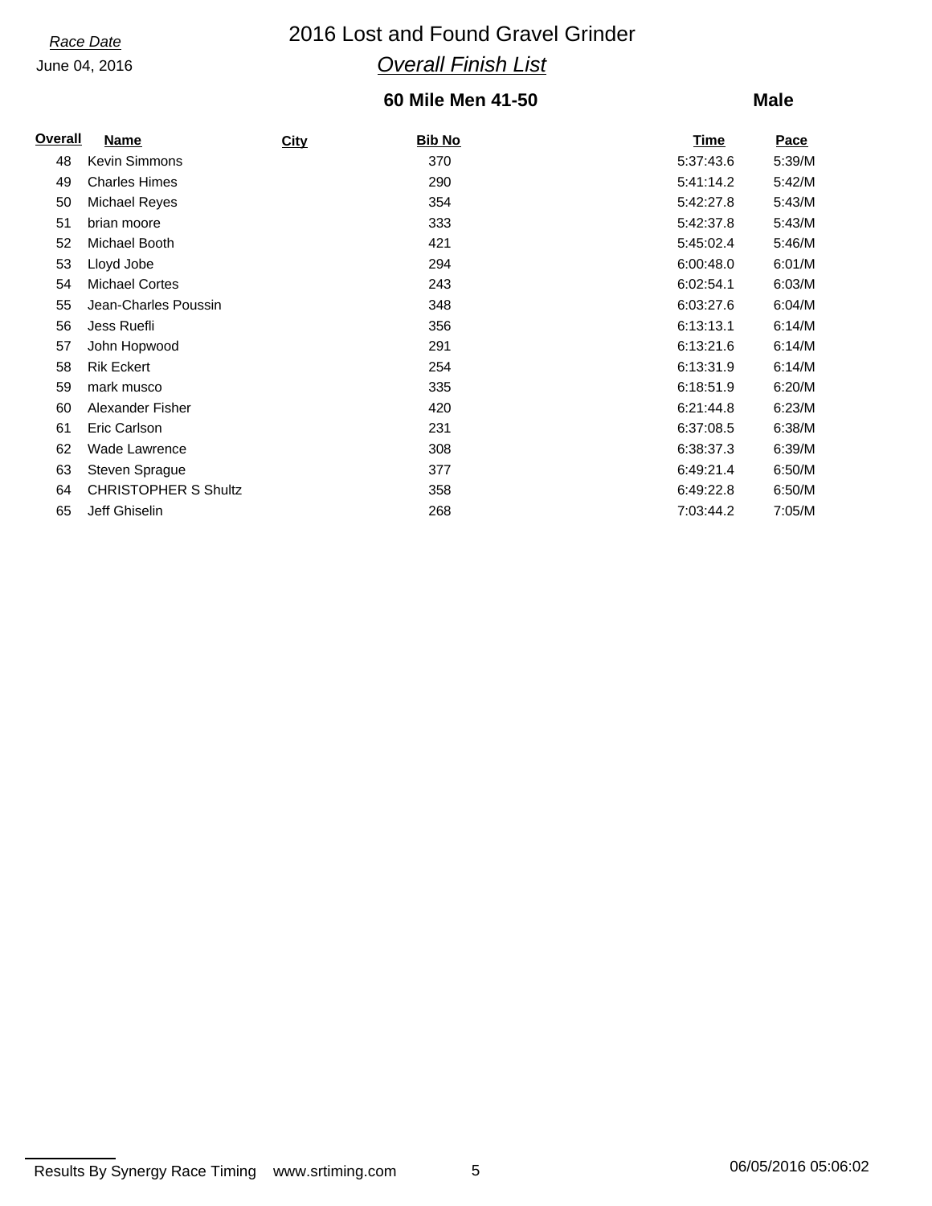*Race Date*
June 04, 2016

# 2016 Lost and Found Gravel Grinder

## *Overall Finish List*

### 60 Mile Men 41-50 — Male

| Overall | Name | City | Bib No | Time | Pace |
|---|---|---|---|---|---|
| 48 | Kevin Simmons | | 370 | 5:37:43.6 | 5:39/M |
| 49 | Charles Himes | | 290 | 5:41:14.2 | 5:42/M |
| 50 | Michael Reyes | | 354 | 5:42:27.8 | 5:43/M |
| 51 | brian moore | | 333 | 5:42:37.8 | 5:43/M |
| 52 | Michael Booth | | 421 | 5:45:02.4 | 5:46/M |
| 53 | Lloyd Jobe | | 294 | 6:00:48.0 | 6:01/M |
| 54 | Michael Cortes | | 243 | 6:02:54.1 | 6:03/M |
| 55 | Jean-Charles Poussin | | 348 | 6:03:27.6 | 6:04/M |
| 56 | Jess Ruefli | | 356 | 6:13:13.1 | 6:14/M |
| 57 | John Hopwood | | 291 | 6:13:21.6 | 6:14/M |
| 58 | Rik Eckert | | 254 | 6:13:31.9 | 6:14/M |
| 59 | mark musco | | 335 | 6:18:51.9 | 6:20/M |
| 60 | Alexander Fisher | | 420 | 6:21:44.8 | 6:23/M |
| 61 | Eric Carlson | | 231 | 6:37:08.5 | 6:38/M |
| 62 | Wade Lawrence | | 308 | 6:38:37.3 | 6:39/M |
| 63 | Steven Sprague | | 377 | 6:49:21.4 | 6:50/M |
| 64 | CHRISTOPHER S Shultz | | 358 | 6:49:22.8 | 6:50/M |
| 65 | Jeff Ghiselin | | 268 | 7:03:44.2 | 7:05/M |

Results By Synergy Race Timing www.srtiming.com 06/05/2016 05:06:02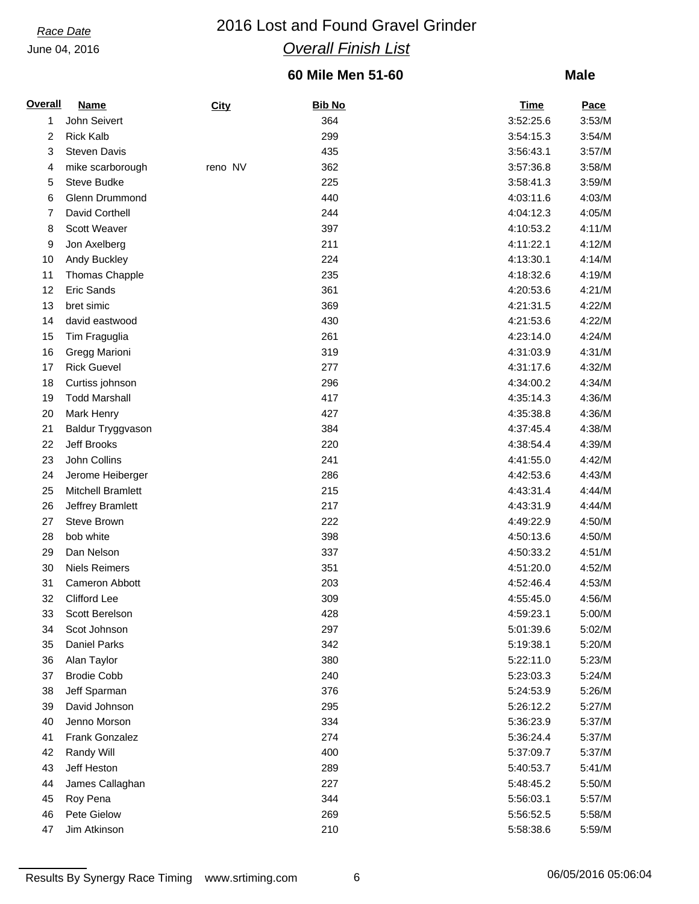*Race Date*

June 04, 2016

# 2016 Lost and Found Gravel Grinder

## *Overall Finish List*

### 60 Mile Men 51-60 — Male

| Overall | Name | City | Bib No | Time | Pace |
|---|---|---|---|---|---|
| 1 | John Seivert | | 364 | 3:52:25.6 | 3:53/M |
| 2 | Rick Kalb | | 299 | 3:54:15.3 | 3:54/M |
| 3 | Steven Davis | | 435 | 3:56:43.1 | 3:57/M |
| 4 | mike scarborough | reno NV | 362 | 3:57:36.8 | 3:58/M |
| 5 | Steve Budke | | 225 | 3:58:41.3 | 3:59/M |
| 6 | Glenn Drummond | | 440 | 4:03:11.6 | 4:03/M |
| 7 | David Corthell | | 244 | 4:04:12.3 | 4:05/M |
| 8 | Scott Weaver | | 397 | 4:10:53.2 | 4:11/M |
| 9 | Jon Axelberg | | 211 | 4:11:22.1 | 4:12/M |
| 10 | Andy Buckley | | 224 | 4:13:30.1 | 4:14/M |
| 11 | Thomas Chapple | | 235 | 4:18:32.6 | 4:19/M |
| 12 | Eric Sands | | 361 | 4:20:53.6 | 4:21/M |
| 13 | bret simic | | 369 | 4:21:31.5 | 4:22/M |
| 14 | david eastwood | | 430 | 4:21:53.6 | 4:22/M |
| 15 | Tim Fraguglia | | 261 | 4:23:14.0 | 4:24/M |
| 16 | Gregg Marioni | | 319 | 4:31:03.9 | 4:31/M |
| 17 | Rick Guevel | | 277 | 4:31:17.6 | 4:32/M |
| 18 | Curtiss johnson | | 296 | 4:34:00.2 | 4:34/M |
| 19 | Todd Marshall | | 417 | 4:35:14.3 | 4:36/M |
| 20 | Mark Henry | | 427 | 4:35:38.8 | 4:36/M |
| 21 | Baldur Tryggvason | | 384 | 4:37:45.4 | 4:38/M |
| 22 | Jeff Brooks | | 220 | 4:38:54.4 | 4:39/M |
| 23 | John Collins | | 241 | 4:41:55.0 | 4:42/M |
| 24 | Jerome Heiberger | | 286 | 4:42:53.6 | 4:43/M |
| 25 | Mitchell Bramlett | | 215 | 4:43:31.4 | 4:44/M |
| 26 | Jeffrey Bramlett | | 217 | 4:43:31.9 | 4:44/M |
| 27 | Steve Brown | | 222 | 4:49:22.9 | 4:50/M |
| 28 | bob white | | 398 | 4:50:13.6 | 4:50/M |
| 29 | Dan Nelson | | 337 | 4:50:33.2 | 4:51/M |
| 30 | Niels Reimers | | 351 | 4:51:20.0 | 4:52/M |
| 31 | Cameron Abbott | | 203 | 4:52:46.4 | 4:53/M |
| 32 | Clifford Lee | | 309 | 4:55:45.0 | 4:56/M |
| 33 | Scott Berelson | | 428 | 4:59:23.1 | 5:00/M |
| 34 | Scot Johnson | | 297 | 5:01:39.6 | 5:02/M |
| 35 | Daniel Parks | | 342 | 5:19:38.1 | 5:20/M |
| 36 | Alan Taylor | | 380 | 5:22:11.0 | 5:23/M |
| 37 | Brodie Cobb | | 240 | 5:23:03.3 | 5:24/M |
| 38 | Jeff Sparman | | 376 | 5:24:53.9 | 5:26/M |
| 39 | David Johnson | | 295 | 5:26:12.2 | 5:27/M |
| 40 | Jenno Morson | | 334 | 5:36:23.9 | 5:37/M |
| 41 | Frank Gonzalez | | 274 | 5:36:24.4 | 5:37/M |
| 42 | Randy Will | | 400 | 5:37:09.7 | 5:37/M |
| 43 | Jeff Heston | | 289 | 5:40:53.7 | 5:41/M |
| 44 | James Callaghan | | 227 | 5:48:45.2 | 5:50/M |
| 45 | Roy Pena | | 344 | 5:56:03.1 | 5:57/M |
| 46 | Pete Gielow | | 269 | 5:56:52.5 | 5:58/M |
| 47 | Jim Atkinson | | 210 | 5:58:38.6 | 5:59/M |

Results By Synergy Race Timing www.srtiming.com 06/05/2016 05:06:04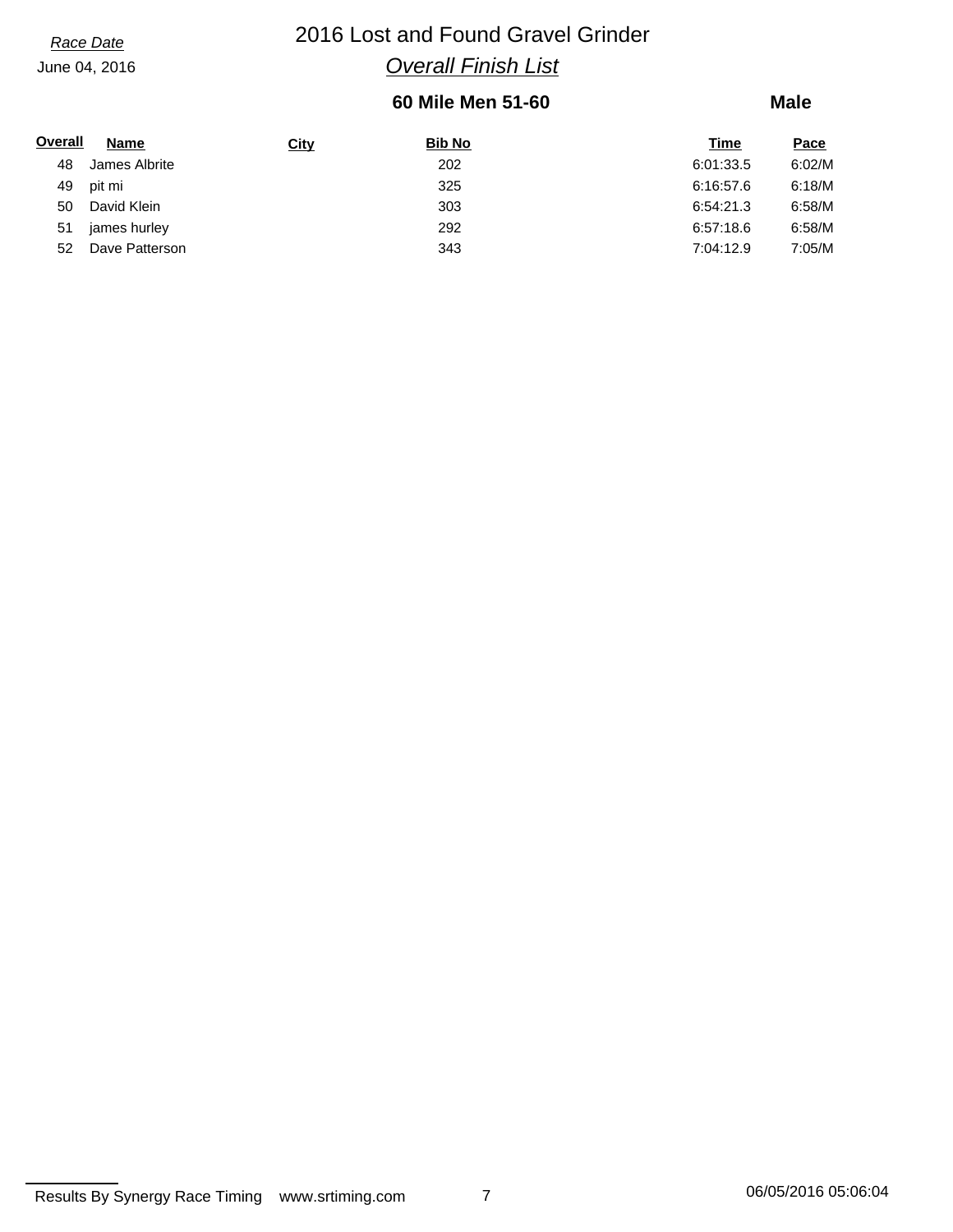*Race Date*

June 04, 2016

# 2016 Lost and Found Gravel Grinder

## *Overall Finish List*

### 60 Mile Men 51-60

**Male**

| Overall | Name | City | Bib No | Time | Pace |
|---|---|---|---|---|---|
| 48 | James Albrite | | 202 | 6:01:33.5 | 6:02/M |
| 49 | pit mi | | 325 | 6:16:57.6 | 6:18/M |
| 50 | David Klein | | 303 | 6:54:21.3 | 6:58/M |
| 51 | james hurley | | 292 | 6:57:18.6 | 6:58/M |
| 52 | Dave Patterson | | 343 | 7:04:12.9 | 7:05/M |

Results By Synergy Race Timing www.srtiming.com 06/05/2016 05:06:04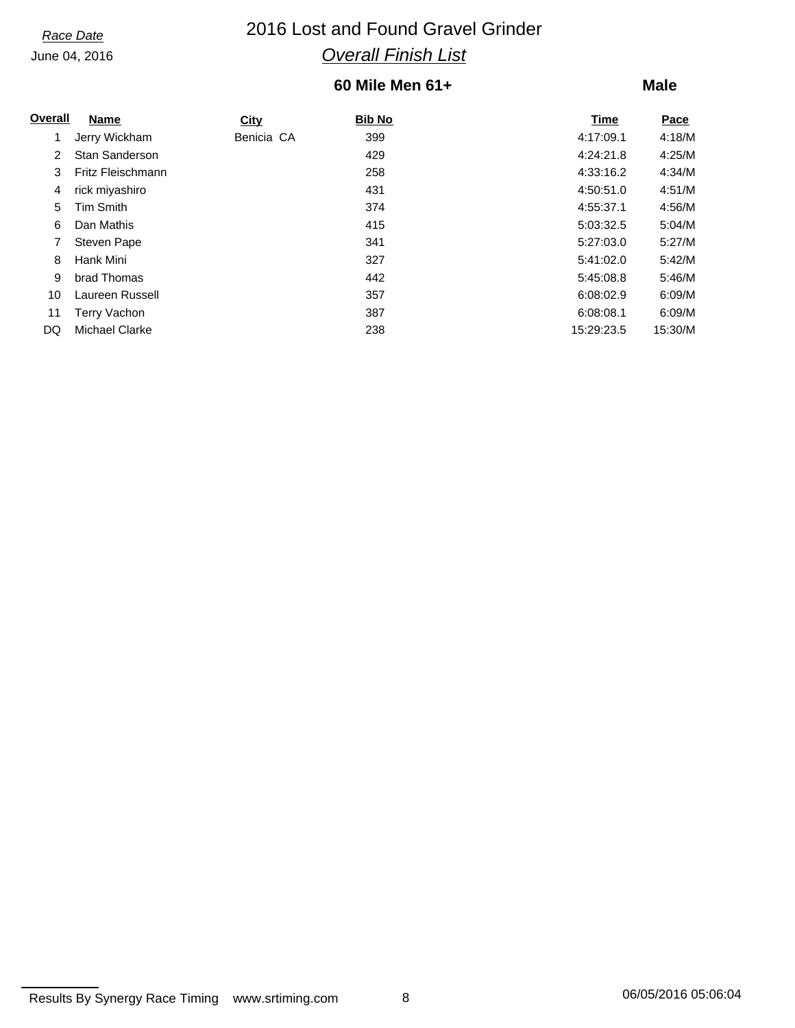*Race Date*
June 04, 2016

# 2016 Lost and Found Gravel Grinder

## *Overall Finish List*

### 60 Mile Men 61+ — Male

| Overall | Name | City | Bib No | Time | Pace |
|---|---|---|---|---|---|
| 1 | Jerry Wickham | Benicia CA | 399 | 4:17:09.1 | 4:18/M |
| 2 | Stan Sanderson | | 429 | 4:24:21.8 | 4:25/M |
| 3 | Fritz Fleischmann | | 258 | 4:33:16.2 | 4:34/M |
| 4 | rick miyashiro | | 431 | 4:50:51.0 | 4:51/M |
| 5 | Tim Smith | | 374 | 4:55:37.1 | 4:56/M |
| 6 | Dan Mathis | | 415 | 5:03:32.5 | 5:04/M |
| 7 | Steven Pape | | 341 | 5:27:03.0 | 5:27/M |
| 8 | Hank Mini | | 327 | 5:41:02.0 | 5:42/M |
| 9 | brad Thomas | | 442 | 5:45:08.8 | 5:46/M |
| 10 | Laureen Russell | | 357 | 6:08:02.9 | 6:09/M |
| 11 | Terry Vachon | | 387 | 6:08:08.1 | 6:09/M |
| DQ | Michael Clarke | | 238 | 15:29:23.5 | 15:30/M |

Results By Synergy Race Timing www.srtiming.com 06/05/2016 05:06:04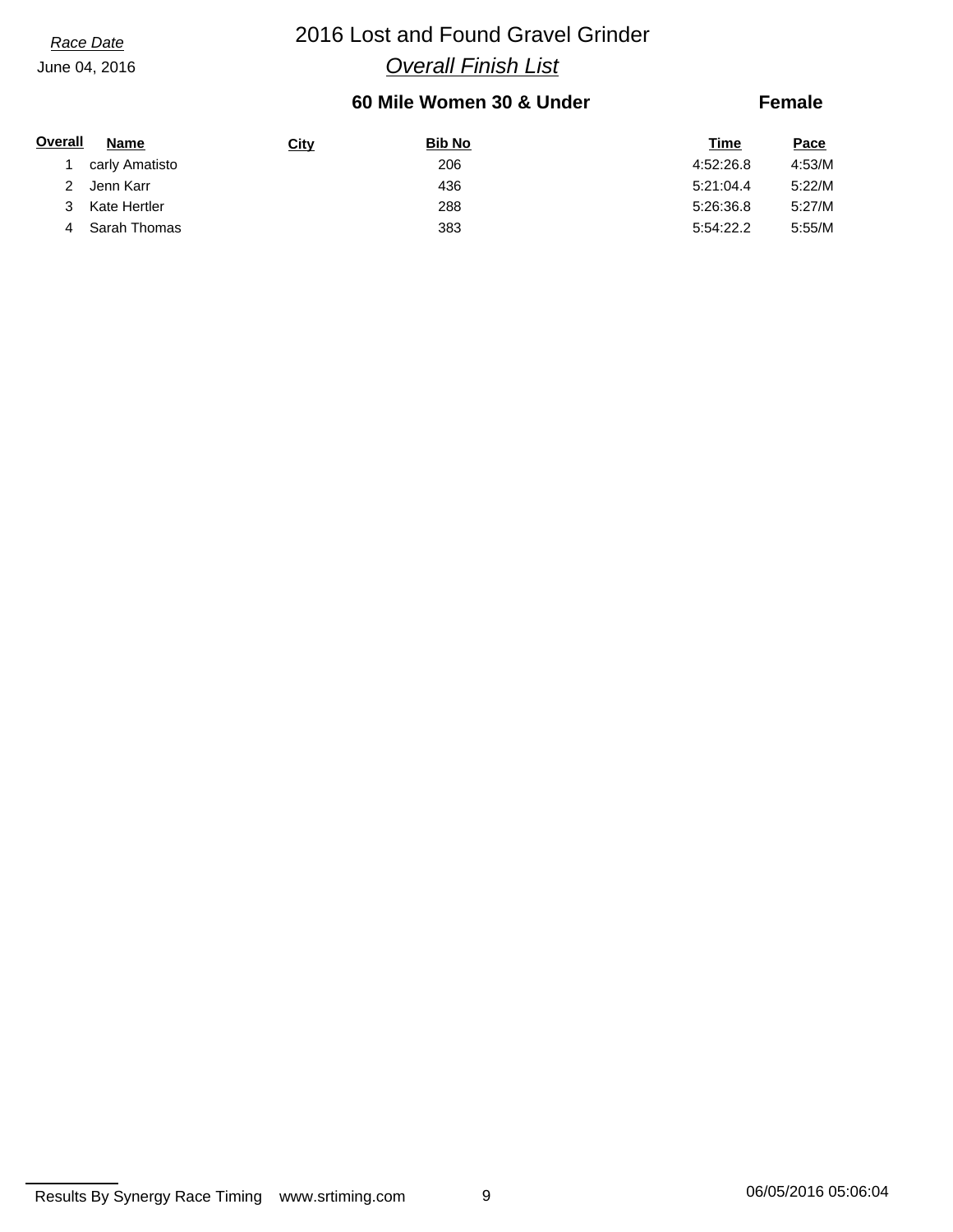*Race Date*
June 04, 2016

# 2016 Lost and Found Gravel Grinder

## *Overall Finish List*

### 60 Mile Women 30 & Under — Female

| Overall | Name | City | Bib No | Time | Pace |
|---|---|---|---|---|---|
| 1 | carly Amatisto | | 206 | 4:52:26.8 | 4:53/M |
| 2 | Jenn Karr | | 436 | 5:21:04.4 | 5:22/M |
| 3 | Kate Hertler | | 288 | 5:26:36.8 | 5:27/M |
| 4 | Sarah Thomas | | 383 | 5:54:22.2 | 5:55/M |

Results By Synergy Race Timing www.srtiming.com 06/05/2016 05:06:04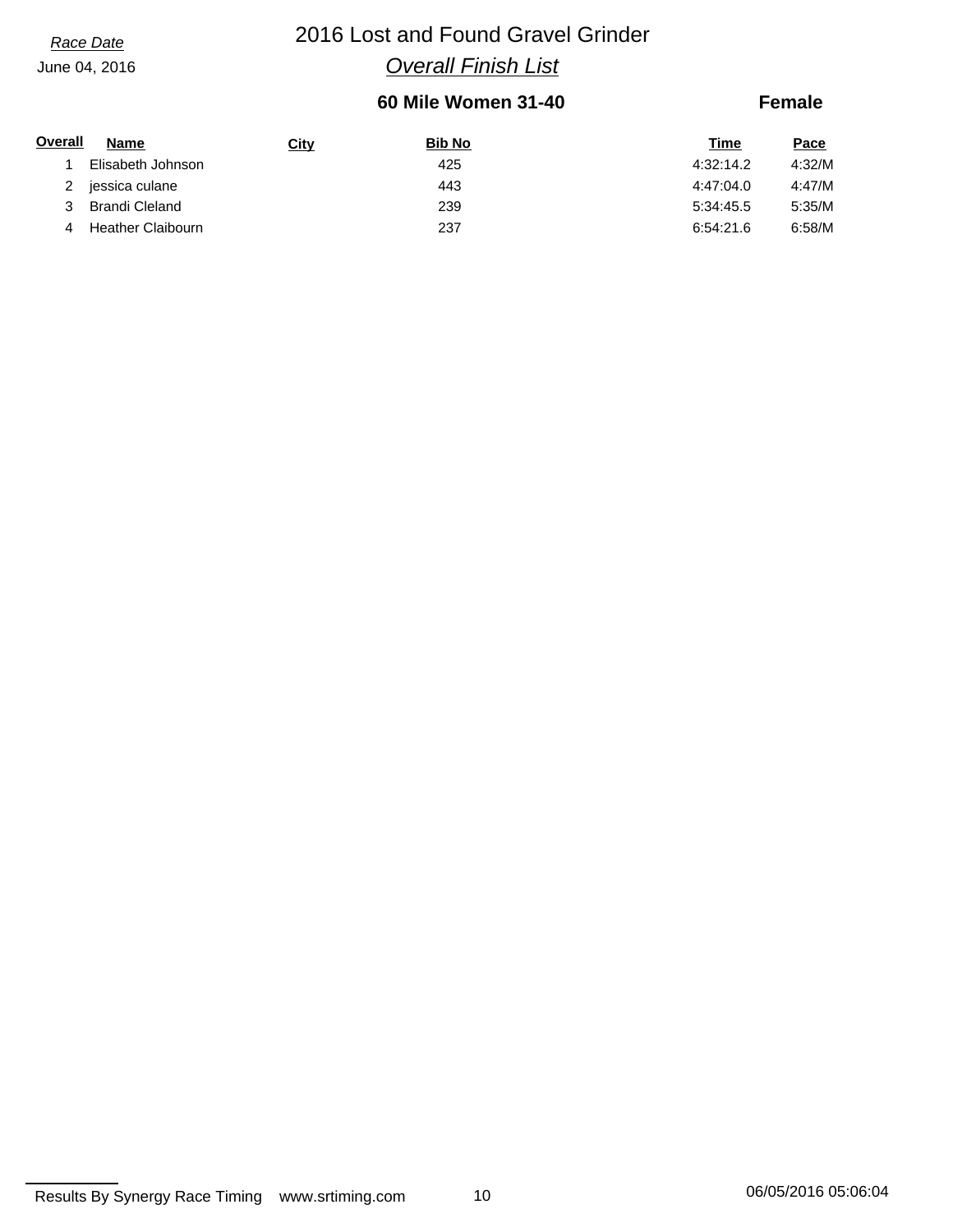*Race Date*
June 04, 2016

# 2016 Lost and Found Gravel Grinder

## *Overall Finish List*

### 60 Mile Women 31-40 — Female

| Overall | Name | City | Bib No | Time | Pace |
|---|---|---|---|---|---|
| 1 | Elisabeth Johnson | | 425 | 4:32:14.2 | 4:32/M |
| 2 | jessica culane | | 443 | 4:47:04.0 | 4:47/M |
| 3 | Brandi Cleland | | 239 | 5:34:45.5 | 5:35/M |
| 4 | Heather Claibourn | | 237 | 6:54:21.6 | 6:58/M |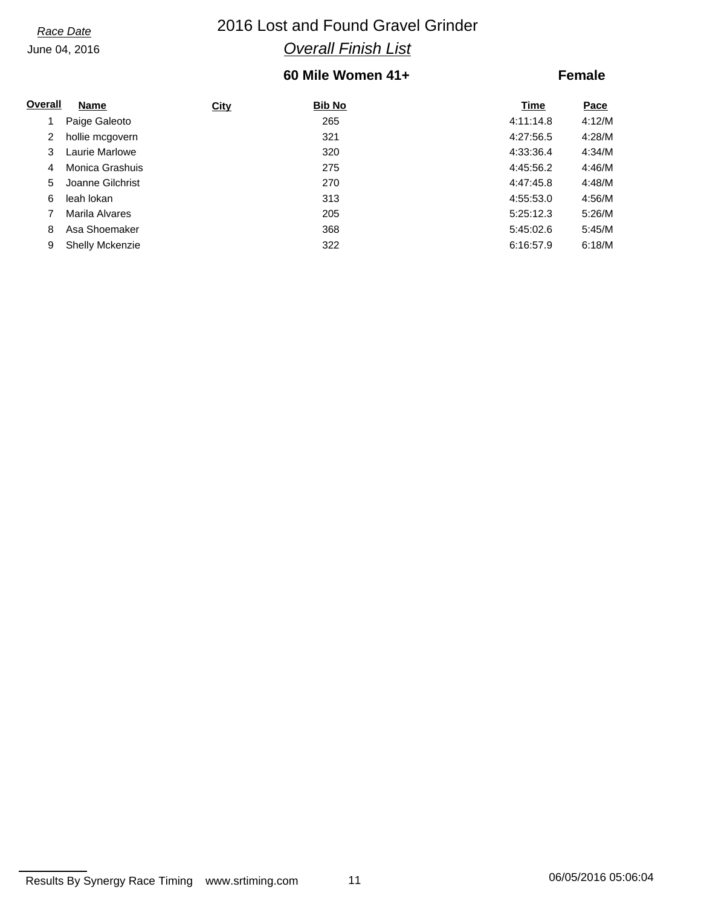*Race Date*
June 04, 2016

# 2016 Lost and Found Gravel Grinder

## *Overall Finish List*

### 60 Mile Women 41+ — Female

| Overall | Name | City | Bib No | Time | Pace |
|---|---|---|---|---|---|
| 1 | Paige Galeoto | | 265 | 4:11:14.8 | 4:12/M |
| 2 | hollie mcgovern | | 321 | 4:27:56.5 | 4:28/M |
| 3 | Laurie Marlowe | | 320 | 4:33:36.4 | 4:34/M |
| 4 | Monica Grashuis | | 275 | 4:45:56.2 | 4:46/M |
| 5 | Joanne Gilchrist | | 270 | 4:47:45.8 | 4:48/M |
| 6 | leah lokan | | 313 | 4:55:53.0 | 4:56/M |
| 7 | Marila Alvares | | 205 | 5:25:12.3 | 5:26/M |
| 8 | Asa Shoemaker | | 368 | 5:45:02.6 | 5:45/M |
| 9 | Shelly Mckenzie | | 322 | 6:16:57.9 | 6:18/M |

Results By Synergy Race Timing www.srtiming.com 06/05/2016 05:06:04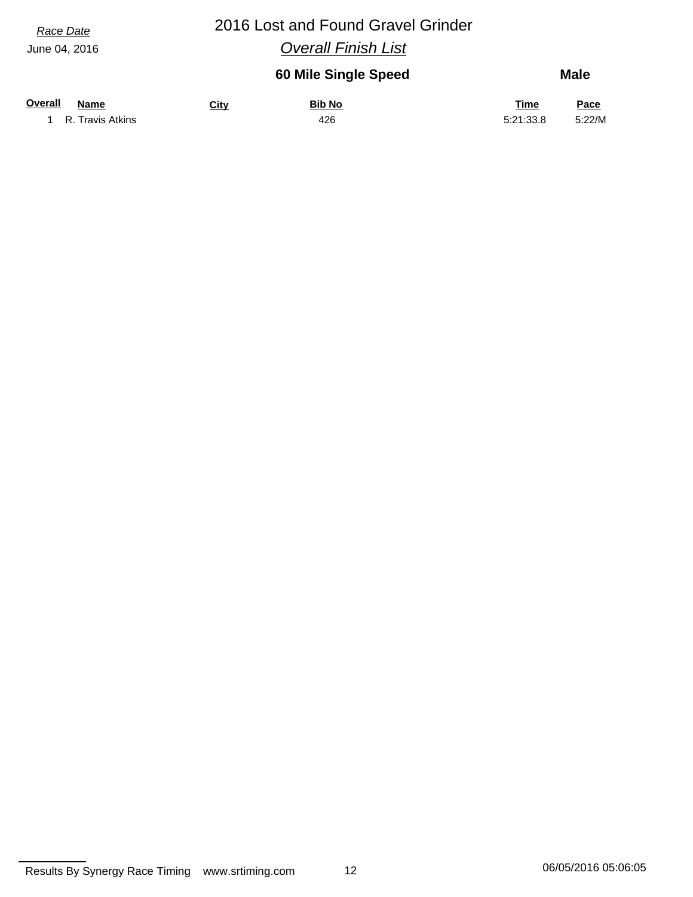*Race Date*

June 04, 2016

# 2016 Lost and Found Gravel Grinder

## *Overall Finish List*

### 60 Mile Single Speed — Male

| Overall | Name | City | Bib No | Time | Pace |
|---|---|---|---|---|---|
| 1 | R. Travis Atkins | | 426 | 5:21:33.8 | 5:22/M |

Results By Synergy Race Timing www.srtiming.com

06/05/2016 05:06:05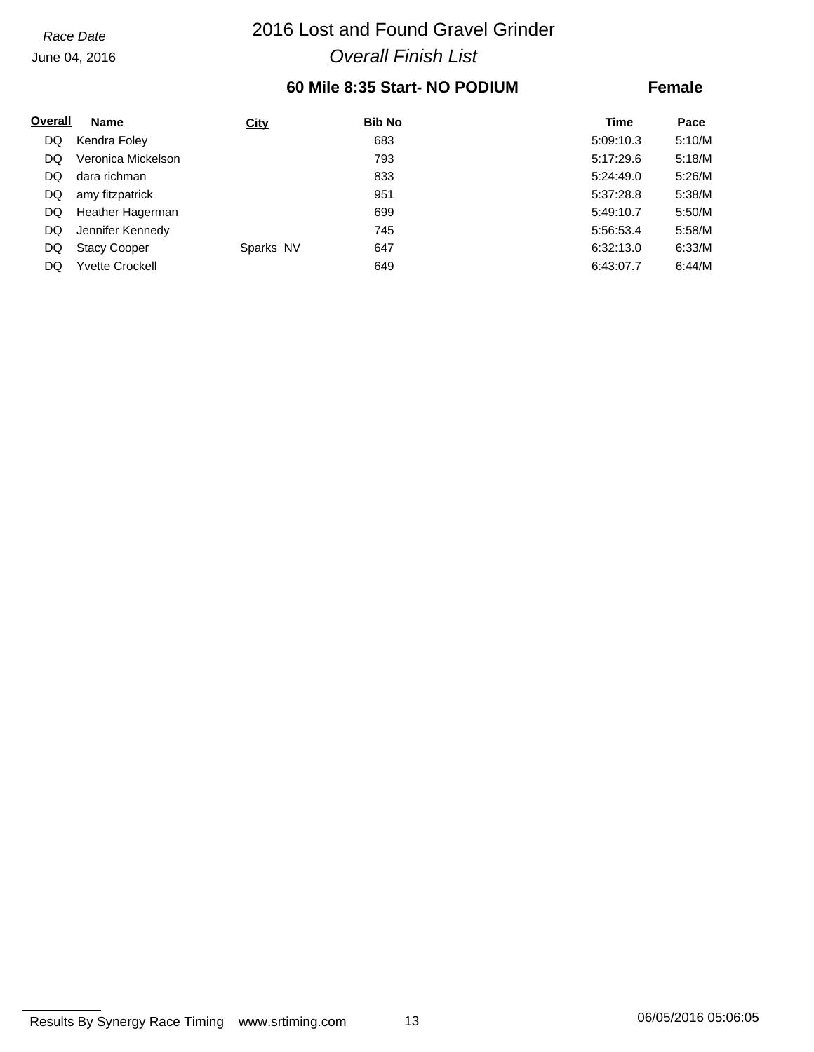*Race Date*
June 04, 2016

# 2016 Lost and Found Gravel Grinder

## *Overall Finish List*

### 60 Mile 8:35 Start- NO PODIUM — Female

| Overall | Name | City | Bib No | Time | Pace |
|---|---|---|---|---|---|
| DQ | Kendra Foley | | 683 | 5:09:10.3 | 5:10/M |
| DQ | Veronica Mickelson | | 793 | 5:17:29.6 | 5:18/M |
| DQ | dara richman | | 833 | 5:24:49.0 | 5:26/M |
| DQ | amy fitzpatrick | | 951 | 5:37:28.8 | 5:38/M |
| DQ | Heather Hagerman | | 699 | 5:49:10.7 | 5:50/M |
| DQ | Jennifer Kennedy | | 745 | 5:56:53.4 | 5:58/M |
| DQ | Stacy Cooper | Sparks NV | 647 | 6:32:13.0 | 6:33/M |
| DQ | Yvette Crockell | | 649 | 6:43:07.7 | 6:44/M |

Results By Synergy Race Timing www.srtiming.com 06/05/2016 05:06:05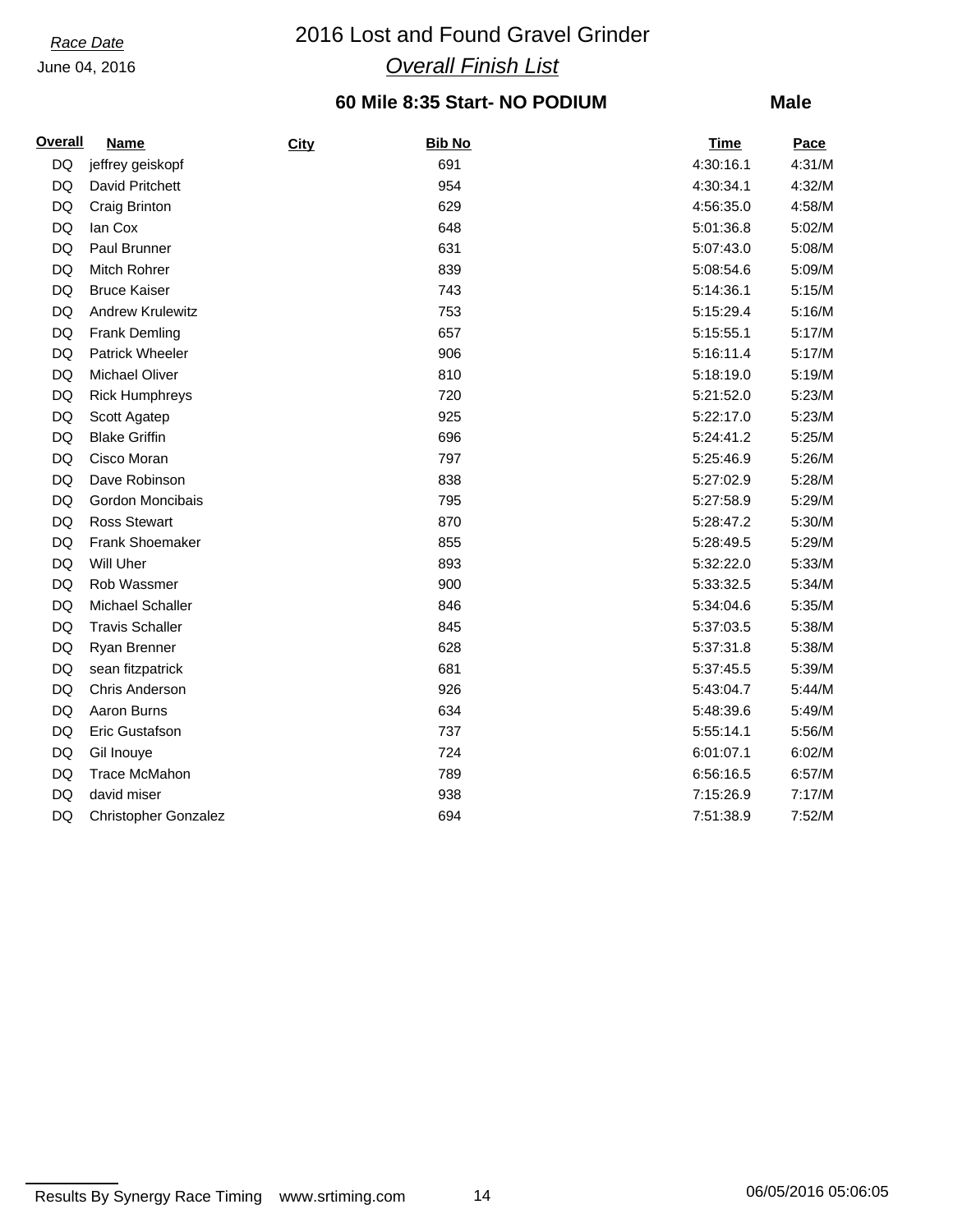Race Date

June 04, 2016

# 2016 Lost and Found Gravel Grinder

## *Overall Finish List*

### 60 Mile 8:35 Start- NO PODIUM

**Male**

| Overall | Name | City | Bib No | Time | Pace |
|---|---|---|---|---|---|
| DQ | jeffrey geiskopf | | 691 | 4:30:16.1 | 4:31/M |
| DQ | David Pritchett | | 954 | 4:30:34.1 | 4:32/M |
| DQ | Craig Brinton | | 629 | 4:56:35.0 | 4:58/M |
| DQ | Ian Cox | | 648 | 5:01:36.8 | 5:02/M |
| DQ | Paul Brunner | | 631 | 5:07:43.0 | 5:08/M |
| DQ | Mitch Rohrer | | 839 | 5:08:54.6 | 5:09/M |
| DQ | Bruce Kaiser | | 743 | 5:14:36.1 | 5:15/M |
| DQ | Andrew Krulewitz | | 753 | 5:15:29.4 | 5:16/M |
| DQ | Frank Demling | | 657 | 5:15:55.1 | 5:17/M |
| DQ | Patrick Wheeler | | 906 | 5:16:11.4 | 5:17/M |
| DQ | Michael Oliver | | 810 | 5:18:19.0 | 5:19/M |
| DQ | Rick Humphreys | | 720 | 5:21:52.0 | 5:23/M |
| DQ | Scott Agatep | | 925 | 5:22:17.0 | 5:23/M |
| DQ | Blake Griffin | | 696 | 5:24:41.2 | 5:25/M |
| DQ | Cisco Moran | | 797 | 5:25:46.9 | 5:26/M |
| DQ | Dave Robinson | | 838 | 5:27:02.9 | 5:28/M |
| DQ | Gordon Moncibais | | 795 | 5:27:58.9 | 5:29/M |
| DQ | Ross Stewart | | 870 | 5:28:47.2 | 5:30/M |
| DQ | Frank Shoemaker | | 855 | 5:28:49.5 | 5:29/M |
| DQ | Will Uher | | 893 | 5:32:22.0 | 5:33/M |
| DQ | Rob Wassmer | | 900 | 5:33:32.5 | 5:34/M |
| DQ | Michael Schaller | | 846 | 5:34:04.6 | 5:35/M |
| DQ | Travis Schaller | | 845 | 5:37:03.5 | 5:38/M |
| DQ | Ryan Brenner | | 628 | 5:37:31.8 | 5:38/M |
| DQ | sean fitzpatrick | | 681 | 5:37:45.5 | 5:39/M |
| DQ | Chris Anderson | | 926 | 5:43:04.7 | 5:44/M |
| DQ | Aaron Burns | | 634 | 5:48:39.6 | 5:49/M |
| DQ | Eric Gustafson | | 737 | 5:55:14.1 | 5:56/M |
| DQ | Gil Inouye | | 724 | 6:01:07.1 | 6:02/M |
| DQ | Trace McMahon | | 789 | 6:56:16.5 | 6:57/M |
| DQ | david miser | | 938 | 7:15:26.9 | 7:17/M |
| DQ | Christopher Gonzalez | | 694 | 7:51:38.9 | 7:52/M |

Results By Synergy Race Timing www.srtiming.com 06/05/2016 05:06:05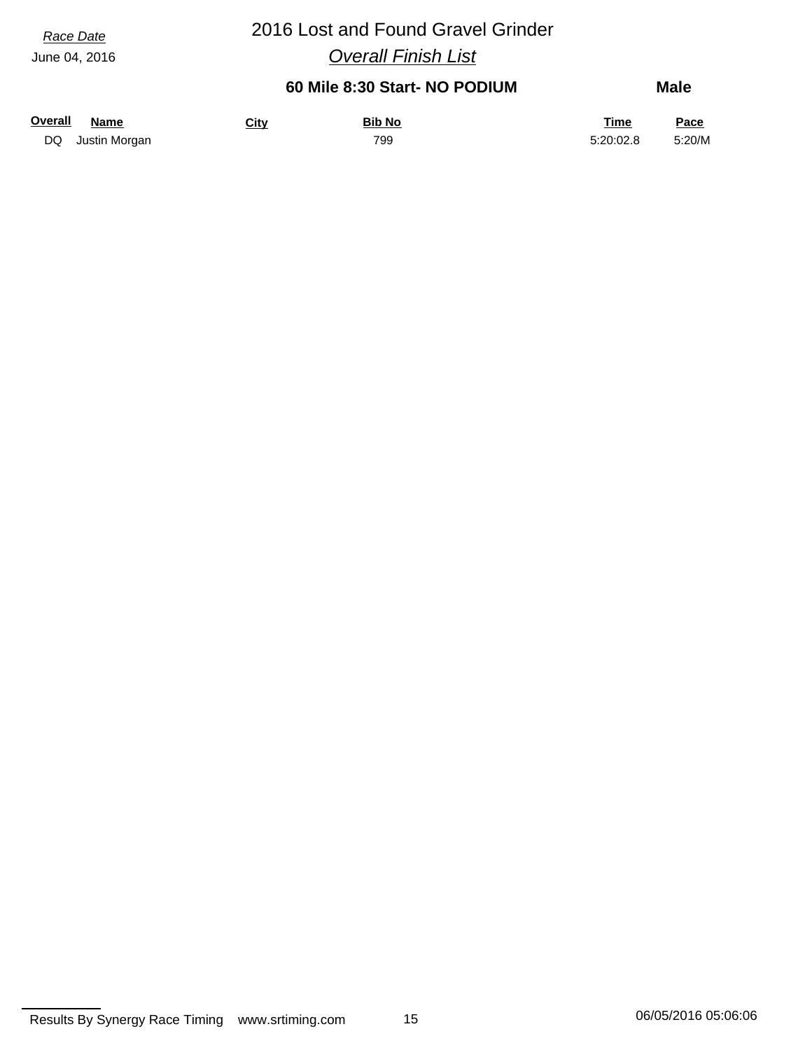*Race Date*
June 04, 2016

# 2016 Lost and Found Gravel Grinder

## *Overall Finish List*

### 60 Mile 8:30 Start- NO PODIUM — Male

| Overall | Name | City | Bib No | Time | Pace |
| --- | --- | --- | --- | --- | --- |
| DQ | Justin Morgan | | 799 | 5:20:02.8 | 5:20/M |

Results By Synergy Race Timing www.srtiming.com 06/05/2016 05:06:06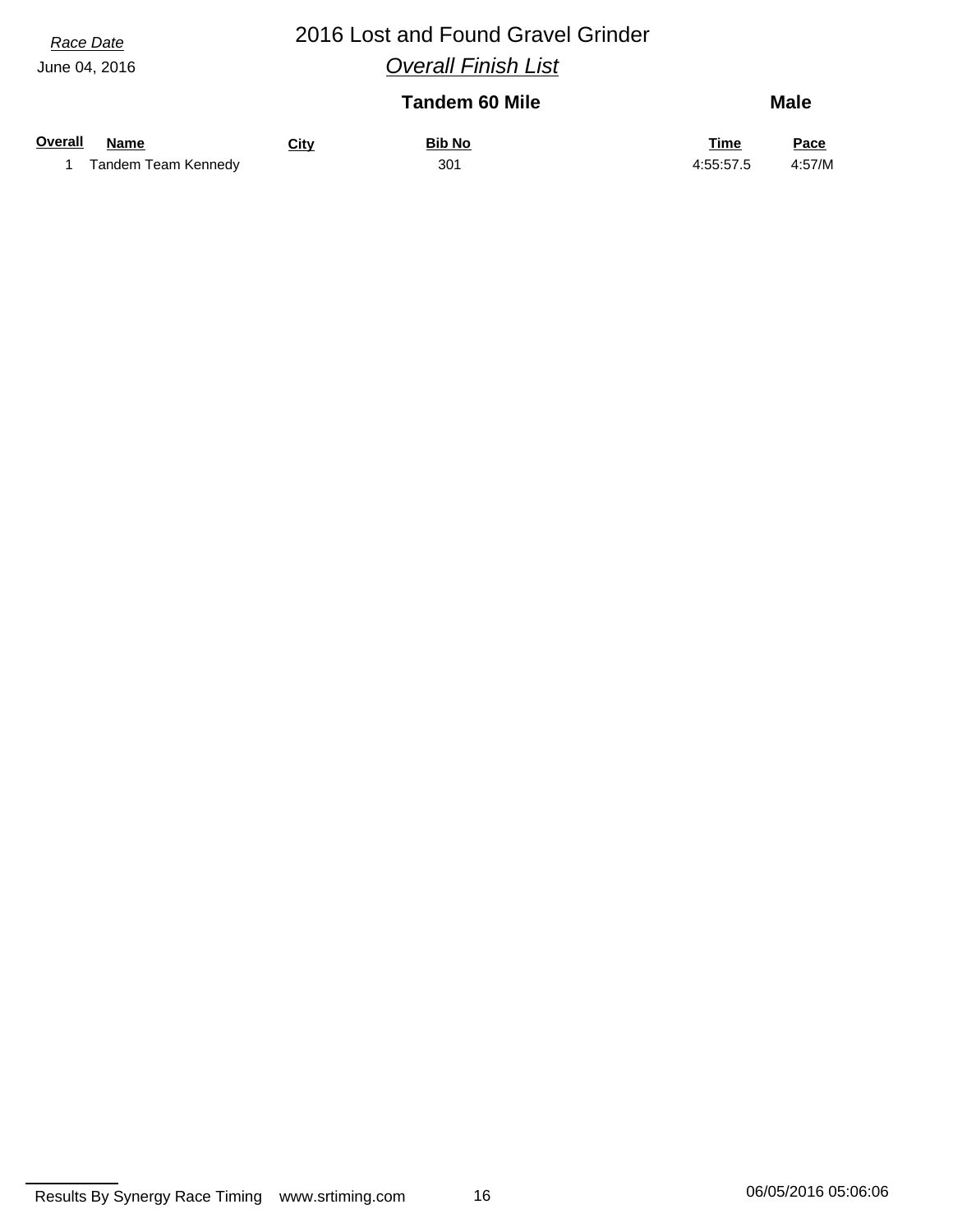*Race Date*

June 04, 2016

# 2016 Lost and Found Gravel Grinder

## *Overall Finish List*

### Tandem 60 Mile — Male

| Overall | Name | City | Bib No | Time | Pace |
|---|---|---|---|---|---|
| 1 | Tandem Team Kennedy | | 301 | 4:55:57.5 | 4:57/M |

Results By Synergy Race Timing www.srtiming.com 06/05/2016 05:06:06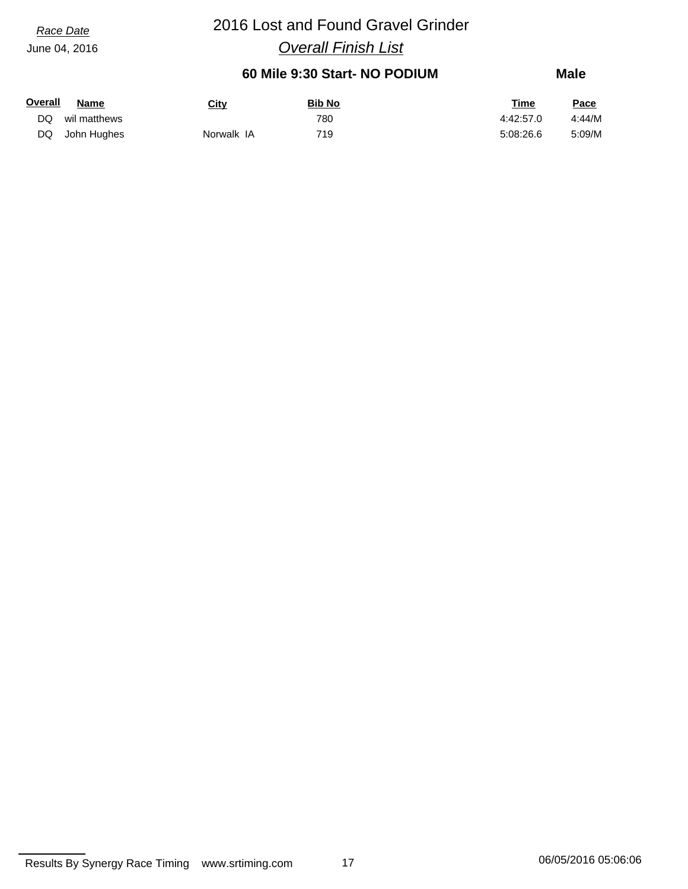*Race Date*

June 04, 2016

# 2016 Lost and Found Gravel Grinder

## *Overall Finish List*

### 60 Mile 9:30 Start- NO PODIUM — Male

| Overall | Name | City | Bib No | Time | Pace |
|---|---|---|---|---|---|
| DQ | wil matthews | | 780 | 4:42:57.0 | 4:44/M |
| DQ | John Hughes | Norwalk IA | 719 | 5:08:26.6 | 5:09/M |

Results By Synergy Race Timing www.srtiming.com 06/05/2016 05:06:06